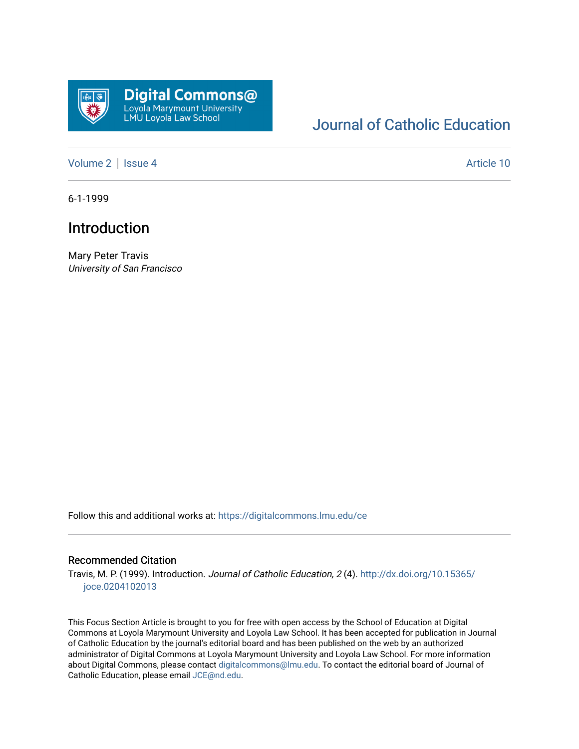Digital Commons@ Loyola Marymount University LMU Loyola Law School

Journal of Catholic Education

Volume 2 | Issue 4 Article 10

6-1-1999

# Introduction

Mary Peter Travis
*University of San Francisco*

Follow this and additional works at: https://digitalcommons.lmu.edu/ce

## Recommended Citation

Travis, M. P. (1999). Introduction. *Journal of Catholic Education, 2* (4). http://dx.doi.org/10.15365/joce.0204102013

This Focus Section Article is brought to you for free with open access by the School of Education at Digital Commons at Loyola Marymount University and Loyola Law School. It has been accepted for publication in Journal of Catholic Education by the journal's editorial board and has been published on the web by an authorized administrator of Digital Commons at Loyola Marymount University and Loyola Law School. For more information about Digital Commons, please contact digitalcommons@lmu.edu. To contact the editorial board of Journal of Catholic Education, please email JCE@nd.edu.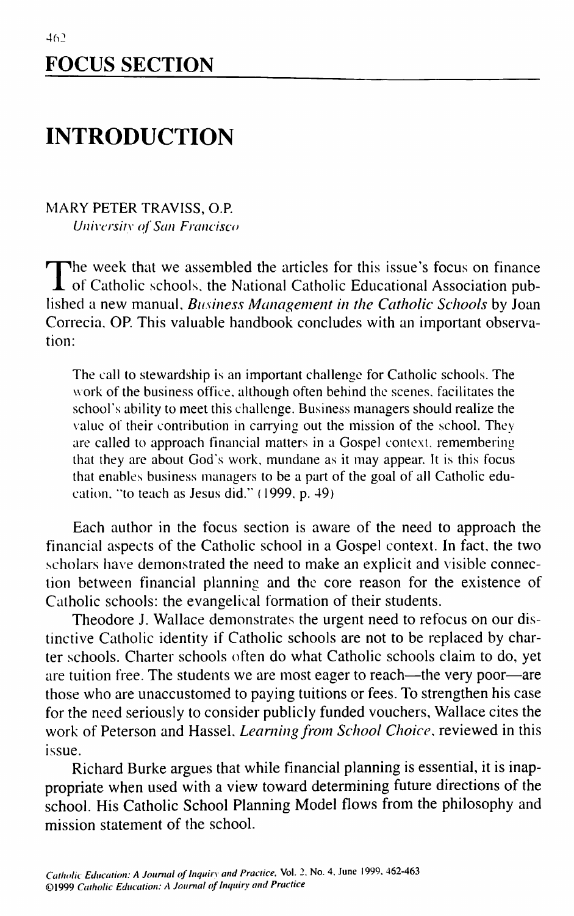## FOCUS SECTION

# INTRODUCTION

MARY PETER TRAVISS, O.P.
*University of San Francisco*

The week that we assembled the articles for this issue's focus on finance of Catholic schools, the National Catholic Educational Association published a new manual, *Business Management in the Catholic Schools* by Joan Correcia, OP. This valuable handbook concludes with an important observation:

> The call to stewardship is an important challenge for Catholic schools. The work of the business office, although often behind the scenes, facilitates the school's ability to meet this challenge. Business managers should realize the value of their contribution in carrying out the mission of the school. They are called to approach financial matters in a Gospel context, remembering that they are about God's work, mundane as it may appear. It is this focus that enables business managers to be a part of the goal of all Catholic education, "to teach as Jesus did." (1999, p. 49)

Each author in the focus section is aware of the need to approach the financial aspects of the Catholic school in a Gospel context. In fact, the two scholars have demonstrated the need to make an explicit and visible connection between financial planning and the core reason for the existence of Catholic schools: the evangelical formation of their students.

Theodore J. Wallace demonstrates the urgent need to refocus on our distinctive Catholic identity if Catholic schools are not to be replaced by charter schools. Charter schools often do what Catholic schools claim to do, yet are tuition free. The students we are most eager to reach—the very poor—are those who are unaccustomed to paying tuitions or fees. To strengthen his case for the need seriously to consider publicly funded vouchers, Wallace cites the work of Peterson and Hassel, *Learning from School Choice*, reviewed in this issue.

Richard Burke argues that while financial planning is essential, it is inappropriate when used with a view toward determining future directions of the school. His Catholic School Planning Model flows from the philosophy and mission statement of the school.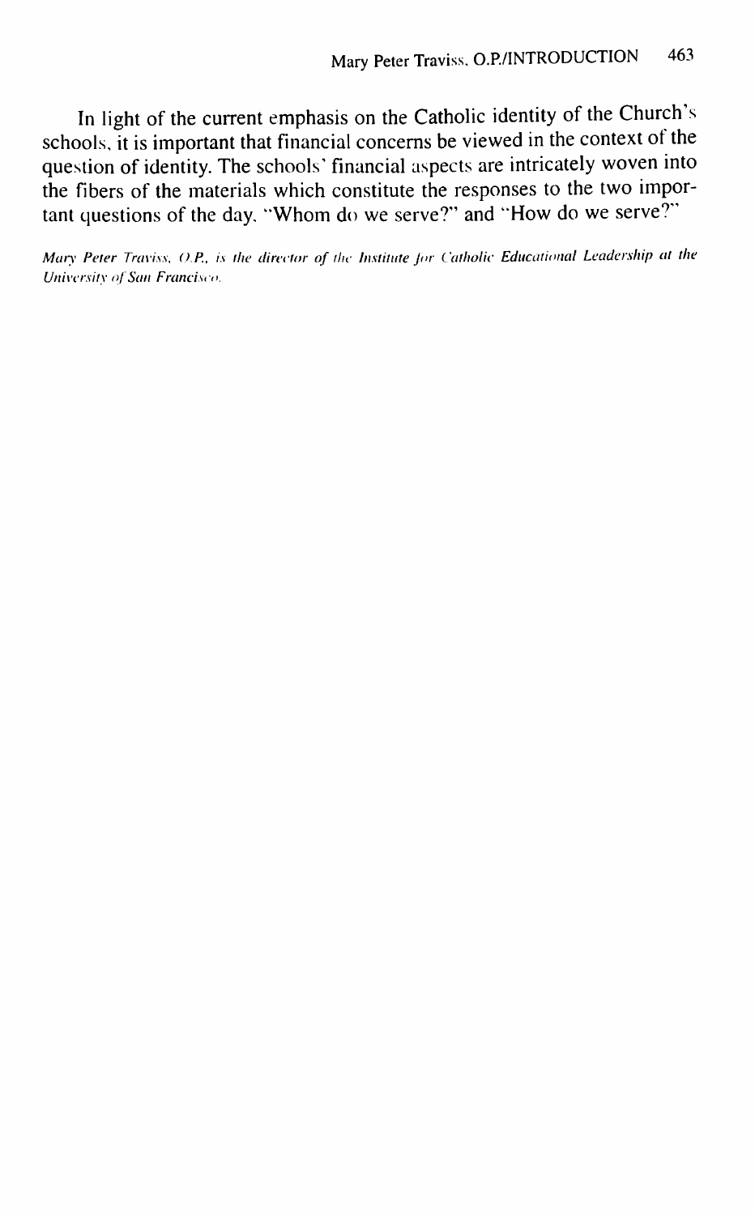In light of the current emphasis on the Catholic identity of the Church's schools, it is important that financial concerns be viewed in the context of the question of identity. The schools' financial aspects are intricately woven into the fibers of the materials which constitute the responses to the two important questions of the day, "Whom do we serve?" and "How do we serve?"

*Mary Peter Traviss, O.P., is the director of the Institute for Catholic Educational Leadership at the University of San Francisco.*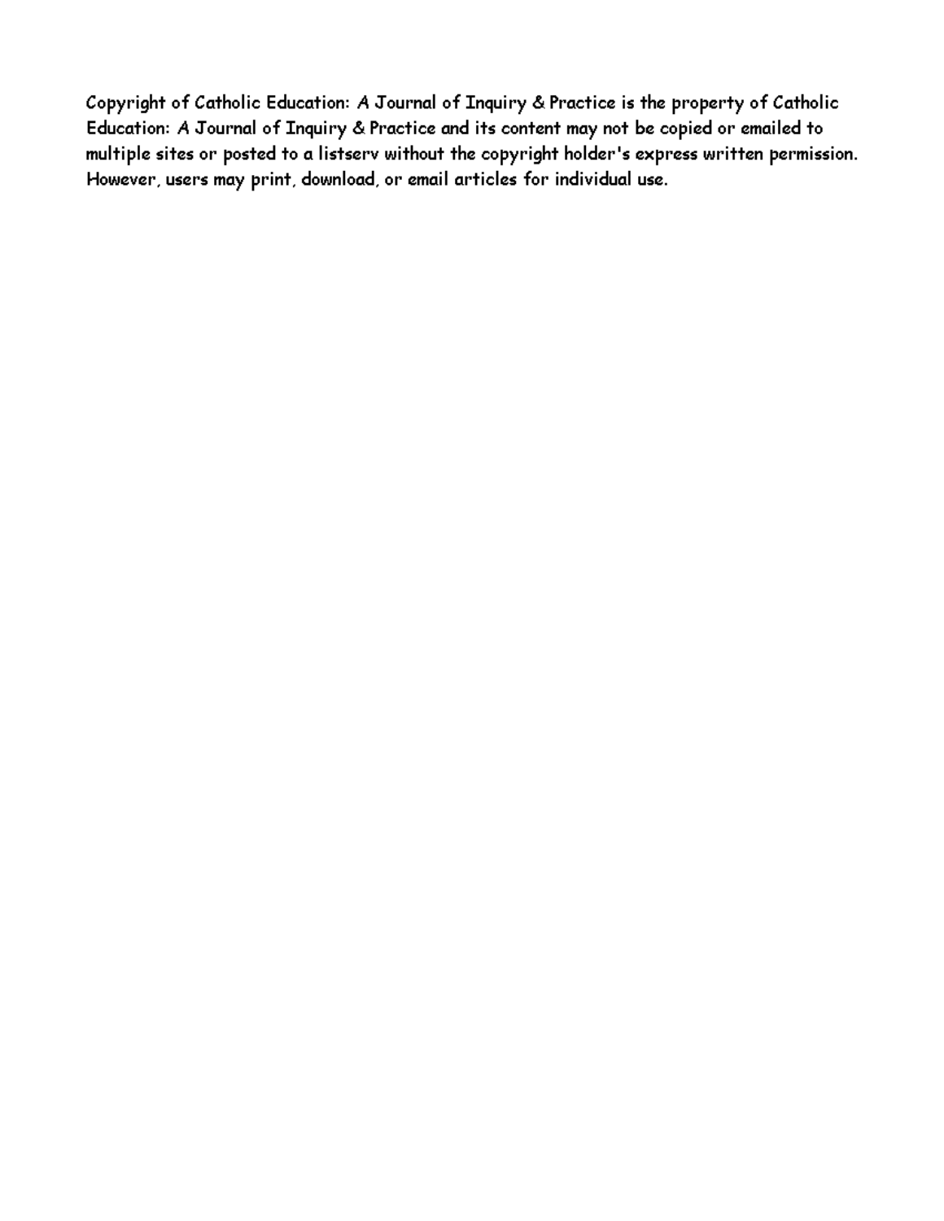Copyright of Catholic Education: A Journal of Inquiry & Practice is the property of Catholic Education: A Journal of Inquiry & Practice and its content may not be copied or emailed to multiple sites or posted to a listserv without the copyright holder's express written permission. However, users may print, download, or email articles for individual use.